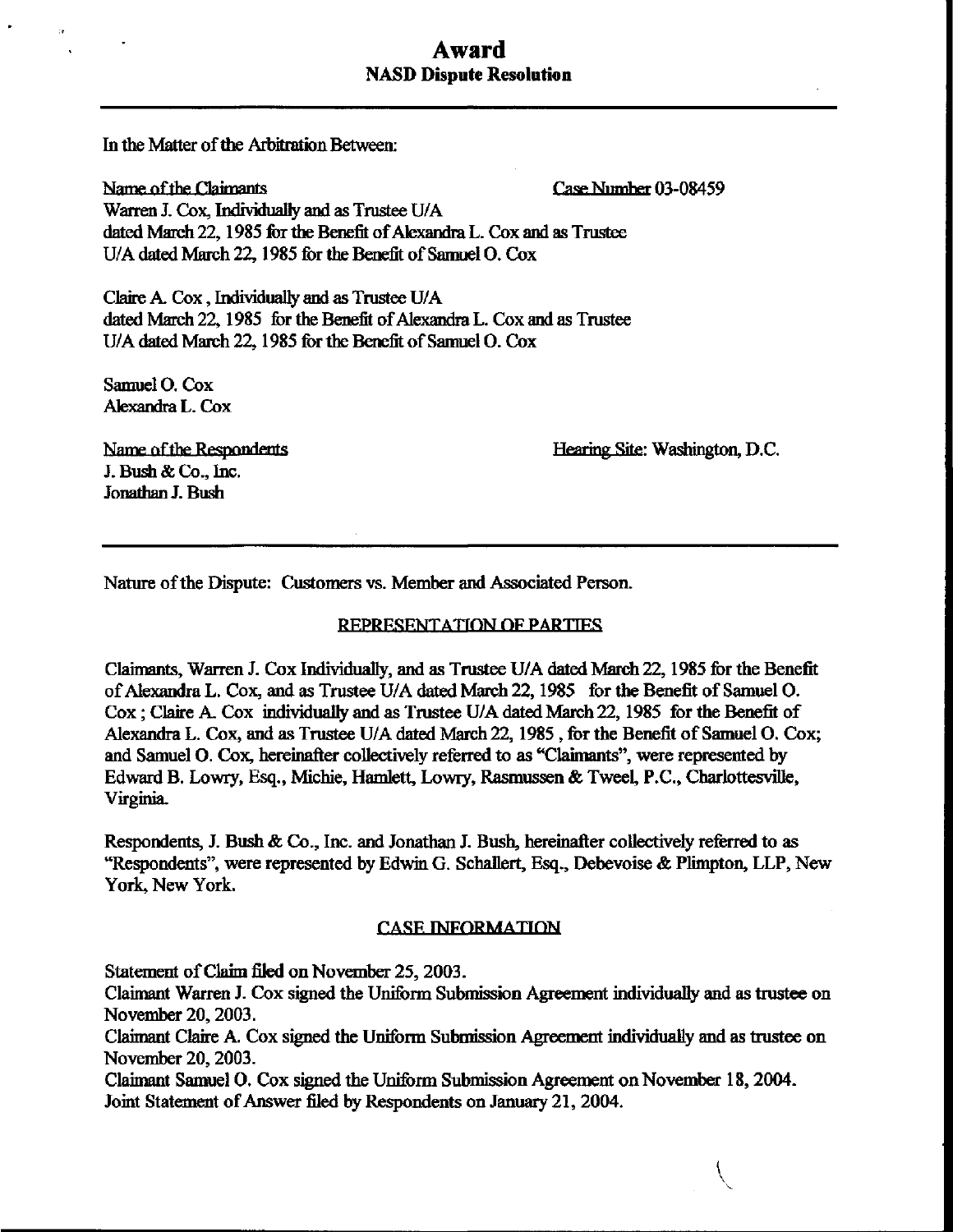# Award

## NASD Dispute Resolution

In the Matter of the Arbitration Between:

Name of the Claimants — Case Number 03-08459

Warren J. Cox, Individually and as Trustee U/A dated March 22, 1985 for the Benefit of Alexandra L. Cox and as Trustee U/A dated March 22, 1985 for the Benefit of Samuel O. Cox

Claire A. Cox , Individually and as Trustee U/A dated March 22, 1985 for the Benefit of Alexandra L. Cox and as Trustee U/A dated March 22, 1985 for the Benefit of Samuel O. Cox

Samuel O. Cox
Alexandra L. Cox

Name of the Respondents — Hearing Site: Washington, D.C.

J. Bush & Co., Inc.
Jonathan J. Bush

---

Nature of the Dispute: Customers vs. Member and Associated Person.

### REPRESENTATION OF PARTIES

Claimants, Warren J. Cox Individually, and as Trustee U/A dated March 22, 1985 for the Benefit of Alexandra L. Cox, and as Trustee U/A dated March 22, 1985 for the Benefit of Samuel O. Cox ; Claire A. Cox individually and as Trustee U/A dated March 22, 1985 for the Benefit of Alexandra L. Cox, and as Trustee U/A dated March 22, 1985 , for the Benefit of Samuel O. Cox; and Samuel O. Cox, hereinafter collectively referred to as "Claimants", were represented by Edward B. Lowry, Esq., Michie, Hamlett, Lowry, Rasmussen & Tweel, P.C., Charlottesville, Virginia.

Respondents, J. Bush & Co., Inc. and Jonathan J. Bush, hereinafter collectively referred to as "Respondents", were represented by Edwin G. Schallert, Esq., Debevoise & Plimpton, LLP, New York, New York.

### CASE INFORMATION

Statement of Claim filed on November 25, 2003.
Claimant Warren J. Cox signed the Uniform Submission Agreement individually and as trustee on November 20, 2003.
Claimant Claire A. Cox signed the Uniform Submission Agreement individually and as trustee on November 20, 2003.
Claimant Samuel O. Cox signed the Uniform Submission Agreement on November 18, 2004.
Joint Statement of Answer filed by Respondents on January 21, 2004.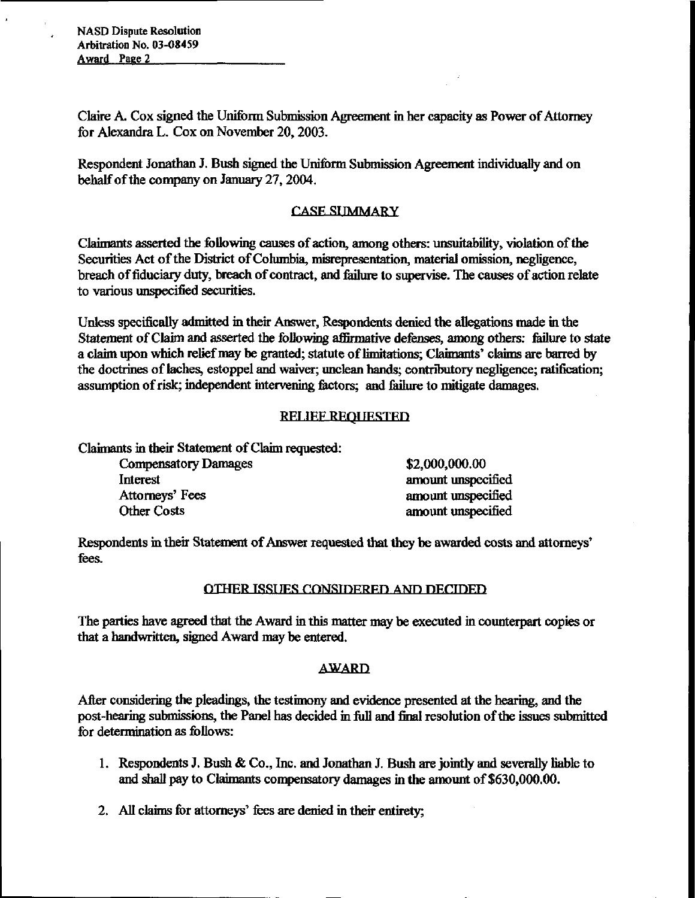Claire A. Cox signed the Uniform Submission Agreement in her capacity as Power of Attorney for Alexandra L. Cox on November 20, 2003.

Respondent Jonathan J. Bush signed the Uniform Submission Agreement individually and on behalf of the company on January 27, 2004.

## CASE SUMMARY

Claimants asserted the following causes of action, among others: unsuitability, violation of the Securities Act of the District of Columbia, misrepresentation, material omission, negligence, breach of fiduciary duty, breach of contract, and failure to supervise. The causes of action relate to various unspecified securities.

Unless specifically admitted in their Answer, Respondents denied the allegations made in the Statement of Claim and asserted the following affirmative defenses, among others: failure to state a claim upon which relief may be granted; statute of limitations; Claimants' claims are barred by the doctrines of laches, estoppel and waiver; unclean hands; contributory negligence; ratification; assumption of risk; independent intervening factors; and failure to mitigate damages.

## RELIEF REQUESTED

Claimants in their Statement of Claim requested:

| | |
|---|---|
| Compensatory Damages | $2,000,000.00 |
| Interest | amount unspecified |
| Attorneys' Fees | amount unspecified |
| Other Costs | amount unspecified |

Respondents in their Statement of Answer requested that they be awarded costs and attorneys' fees.

## OTHER ISSUES CONSIDERED AND DECIDED

The parties have agreed that the Award in this matter may be executed in counterpart copies or that a handwritten, signed Award may be entered.

## AWARD

After considering the pleadings, the testimony and evidence presented at the hearing, and the post-hearing submissions, the Panel has decided in full and final resolution of the issues submitted for determination as follows:

1. Respondents J. Bush & Co., Inc. and Jonathan J. Bush are jointly and severally liable to and shall pay to Claimants compensatory damages in the amount of $630,000.00.

2. All claims for attorneys' fees are denied in their entirety;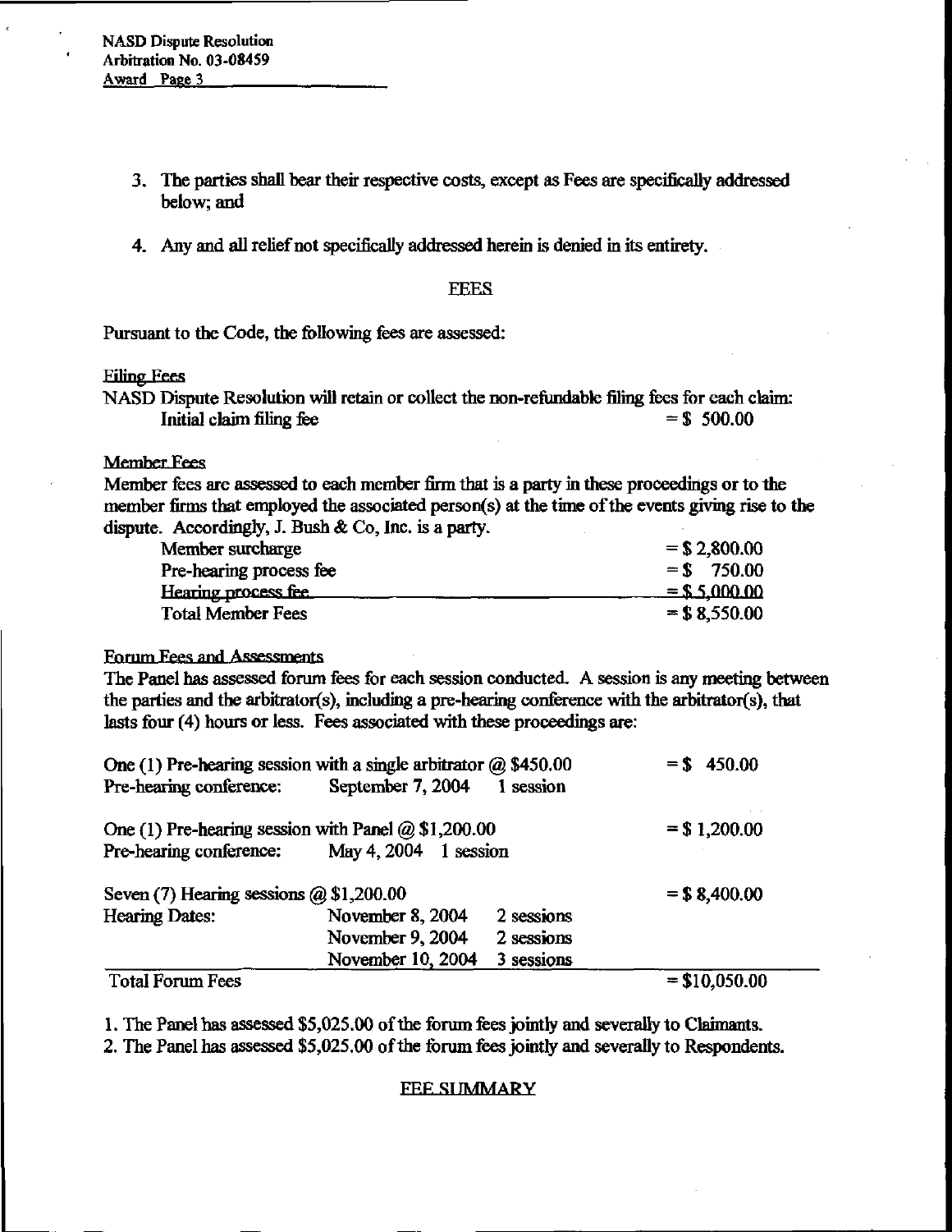3. The parties shall bear their respective costs, except as Fees are specifically addressed below; and

4. Any and all relief not specifically addressed herein is denied in its entirety.

## FEES

Pursuant to the Code, the following fees are assessed:

**Filing Fees**

NASD Dispute Resolution will retain or collect the non-refundable filing fees for each claim:

| | |
|---|---|
| Initial claim filing fee | = $ 500.00 |

**Member Fees**

Member fees are assessed to each member firm that is a party in these proceedings or to the member firms that employed the associated person(s) at the time of the events giving rise to the dispute. Accordingly, J. Bush & Co, Inc. is a party.

| | |
|---|---|
| Member surcharge | = $ 2,800.00 |
| Pre-hearing process fee | = $ 750.00 |
| Hearing process fee | = $ 5,000.00 |
| Total Member Fees | = $ 8,550.00 |

**Forum Fees and Assessments**

The Panel has assessed forum fees for each session conducted. A session is any meeting between the parties and the arbitrator(s), including a pre-hearing conference with the arbitrator(s), that lasts four (4) hours or less. Fees associated with these proceedings are:

| | | | |
|---|---|---|---|
| One (1) Pre-hearing session with a single arbitrator @ $450.00 | | | = $ 450.00 |
| Pre-hearing conference: | September 7, 2004 | 1 session | |
| One (1) Pre-hearing session with Panel @ $1,200.00 | | | = $ 1,200.00 |
| Pre-hearing conference: | May 4, 2004 | 1 session | |
| Seven (7) Hearing sessions @ $1,200.00 | | | = $ 8,400.00 |
| Hearing Dates: | November 8, 2004 | 2 sessions | |
| | November 9, 2004 | 2 sessions | |
| | November 10, 2004 | 3 sessions | |
| Total Forum Fees | | | = $10,050.00 |

1. The Panel has assessed $5,025.00 of the forum fees jointly and severally to Claimants.
2. The Panel has assessed $5,025.00 of the forum fees jointly and severally to Respondents.

## FEE SUMMARY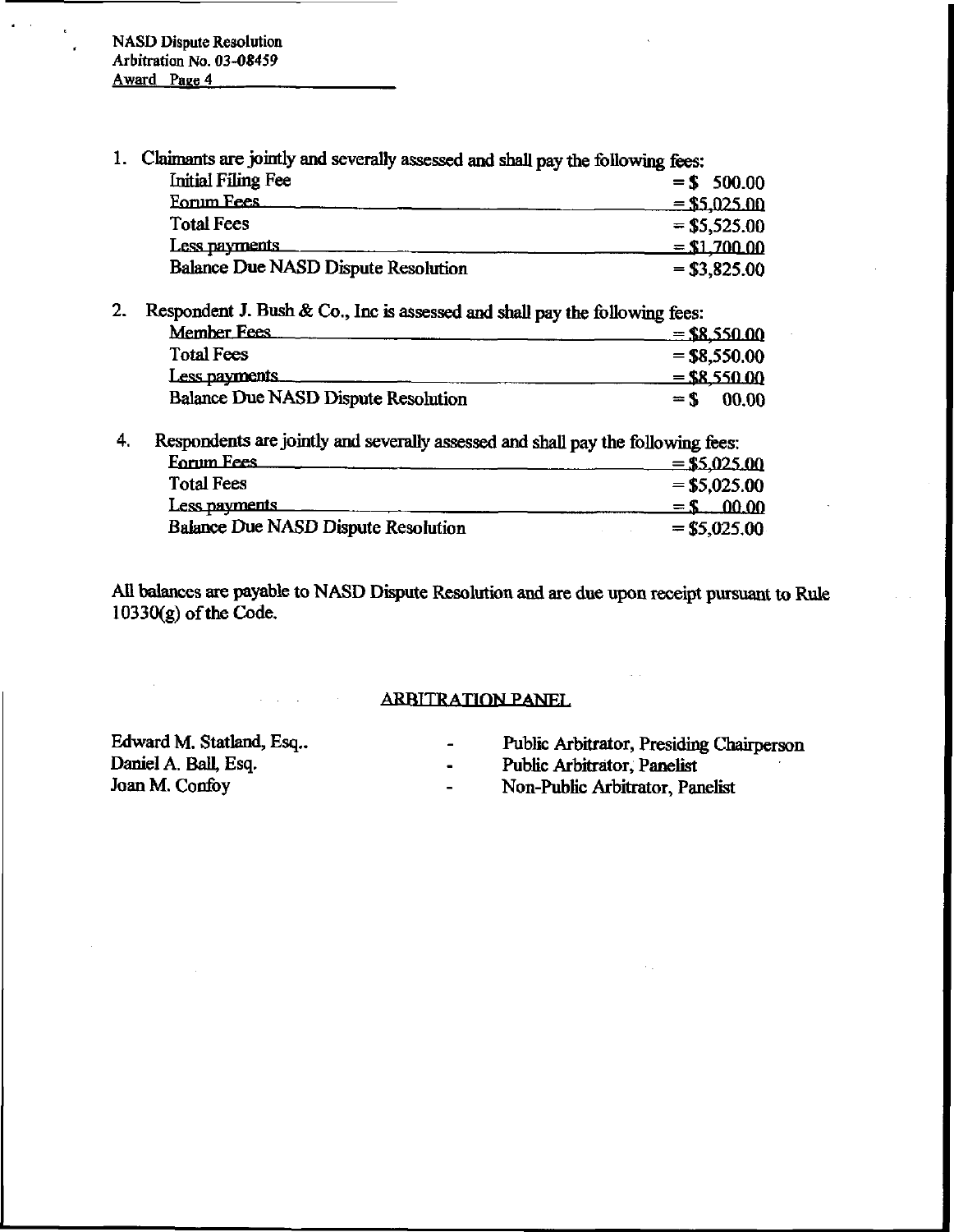1. Claimants are jointly and severally assessed and shall pay the following fees:

| | |
|---|---|
| Initial Filing Fee | = $ 500.00 |
| Forum Fees | = $5,025.00 |
| Total Fees | = $5,525.00 |
| Less payments | = $1,700.00 |
| Balance Due NASD Dispute Resolution | = $3,825.00 |

2. Respondent J. Bush & Co., Inc is assessed and shall pay the following fees:

| | |
|---|---|
| Member Fees | = $8,550.00 |
| Total Fees | = $8,550.00 |
| Less payments | = $8,550.00 |
| Balance Due NASD Dispute Resolution | = $ 00.00 |

4. Respondents are jointly and severally assessed and shall pay the following fees:

| | |
|---|---|
| Forum Fees | = $5,025.00 |
| Total Fees | = $5,025.00 |
| Less payments | = $ 00.00 |
| Balance Due NASD Dispute Resolution | = $5,025.00 |

All balances are payable to NASD Dispute Resolution and are due upon receipt pursuant to Rule 10330(g) of the Code.

## ARBITRATION PANEL

| | | |
|---|---|---|
| Edward M. Statland, Esq.. | - | Public Arbitrator, Presiding Chairperson |
| Daniel A. Ball, Esq. | - | Public Arbitrator, Panelist |
| Joan M. Confoy | - | Non-Public Arbitrator, Panelist |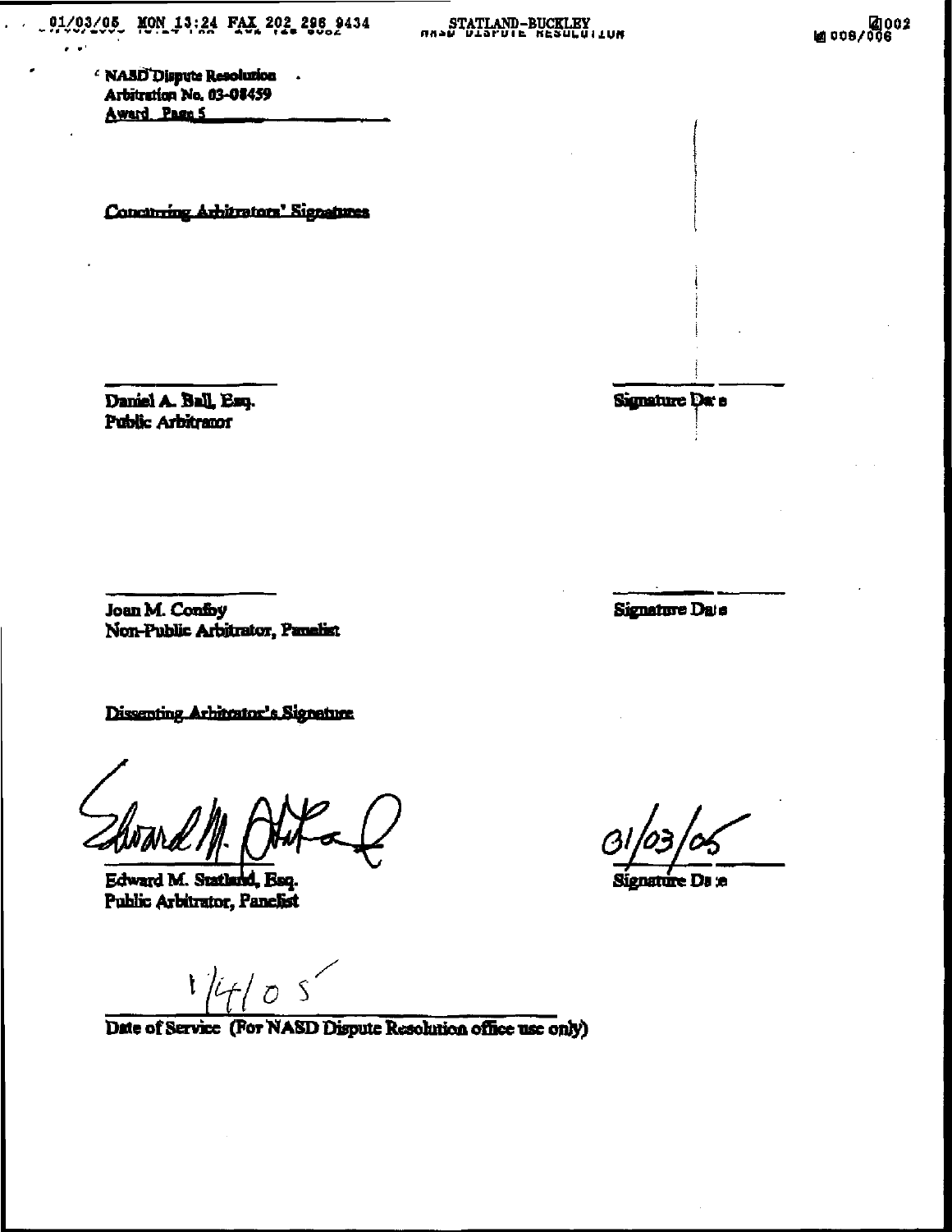NASD Dispute Resolution
Arbitration No. 03-08459
Award Page 5

Concurring Arbitrators' Signatures

_______________
Daniel A. Ball, Esq.
Public Arbitrator

_______________
Signature Date

_______________
Joan M. Confoy
Non-Public Arbitrator, Panelist

_______________
Signature Date

Dissenting Arbitrator's Signature

_______________
Edward M. Statland, Esq.
Public Arbitrator, Panelist

01/03/05
_______________
Signature Date

1/4/05
_______________
Date of Service (For NASD Dispute Resolution office use only)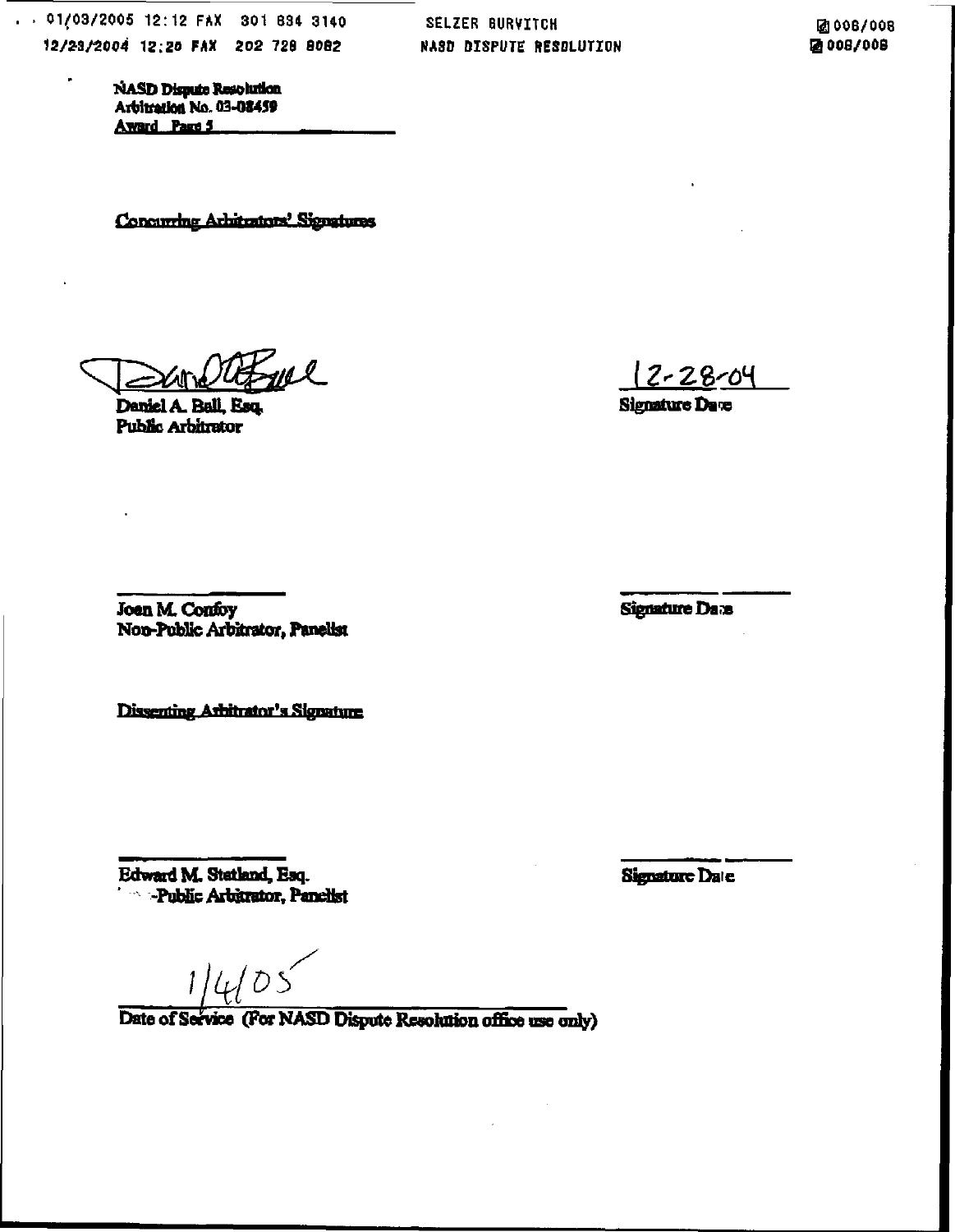NASD Dispute Resolution
Arbitration No. 03-08459
Award Page 5

Concurring Arbitrators' Signatures

Daniel A. Ball, Esq.
Public Arbitrator

12-28-04
Signature Date

Joan M. Confoy
Non-Public Arbitrator, Panelist

Signature Date

Dissenting Arbitrator's Signature

Edward M. Statland, Esq.
-Public Arbitrator, Panelist

Signature Date

1/4/05
Date of Service (For NASD Dispute Resolution office use only)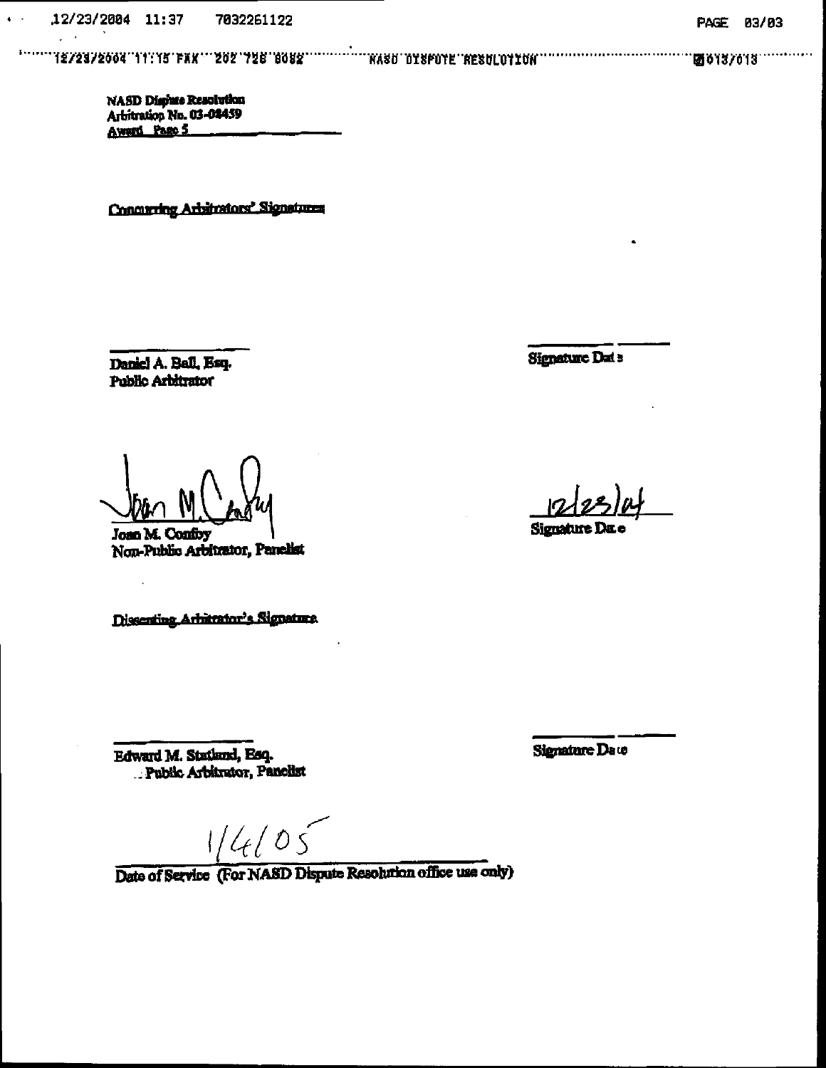NASD Dispute Resolution
Arbitration No. 03-08459
Award Page 5

Concurring Arbitrators' Signatures

Daniel A. Ball, Esq.
Public Arbitrator

Signature Date

Joan M. Conboy
Non-Public Arbitrator, Panelist

12/23/04
Signature Date

Dissenting Arbitrator's Signature

Edward M. Statland, Esq.
Public Arbitrator, Panelist

Signature Date

1/4/05
Date of Service (For NASD Dispute Resolution office use only)